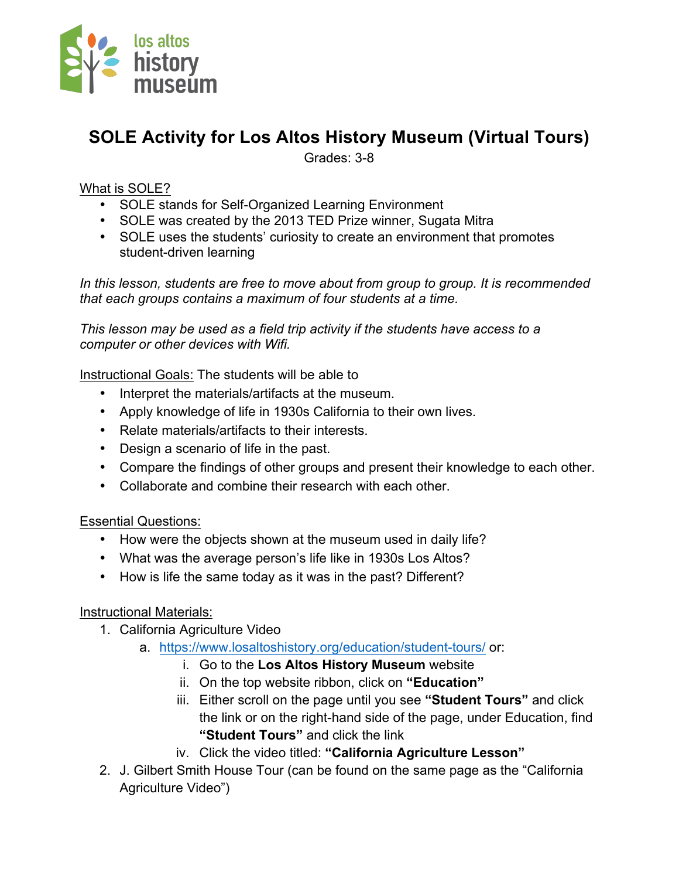los altos history museum

# SOLE Activity for Los Altos History Museum (Virtual Tours)

Grades: 3-8

What is SOLE?

- SOLE stands for Self-Organized Learning Environment
- SOLE was created by the 2013 TED Prize winner, Sugata Mitra
- SOLE uses the students' curiosity to create an environment that promotes student-driven learning

*In this lesson, students are free to move about from group to group. It is recommended that each groups contains a maximum of four students at a time.*

*This lesson may be used as a field trip activity if the students have access to a computer or other devices with Wifi.*

Instructional Goals: The students will be able to

- Interpret the materials/artifacts at the museum.
- Apply knowledge of life in 1930s California to their own lives.
- Relate materials/artifacts to their interests.
- Design a scenario of life in the past.
- Compare the findings of other groups and present their knowledge to each other.
- Collaborate and combine their research with each other.

Essential Questions:

- How were the objects shown at the museum used in daily life?
- What was the average person's life like in 1930s Los Altos?
- How is life the same today as it was in the past? Different?

Instructional Materials:

1. California Agriculture Video
   a. https://www.losaltoshistory.org/education/student-tours/ or:
      i. Go to the **Los Altos History Museum** website
      ii. On the top website ribbon, click on **"Education"**
      iii. Either scroll on the page until you see **"Student Tours"** and click the link or on the right-hand side of the page, under Education, find **"Student Tours"** and click the link
      iv. Click the video titled: **"California Agriculture Lesson"**
2. J. Gilbert Smith House Tour (can be found on the same page as the "California Agriculture Video")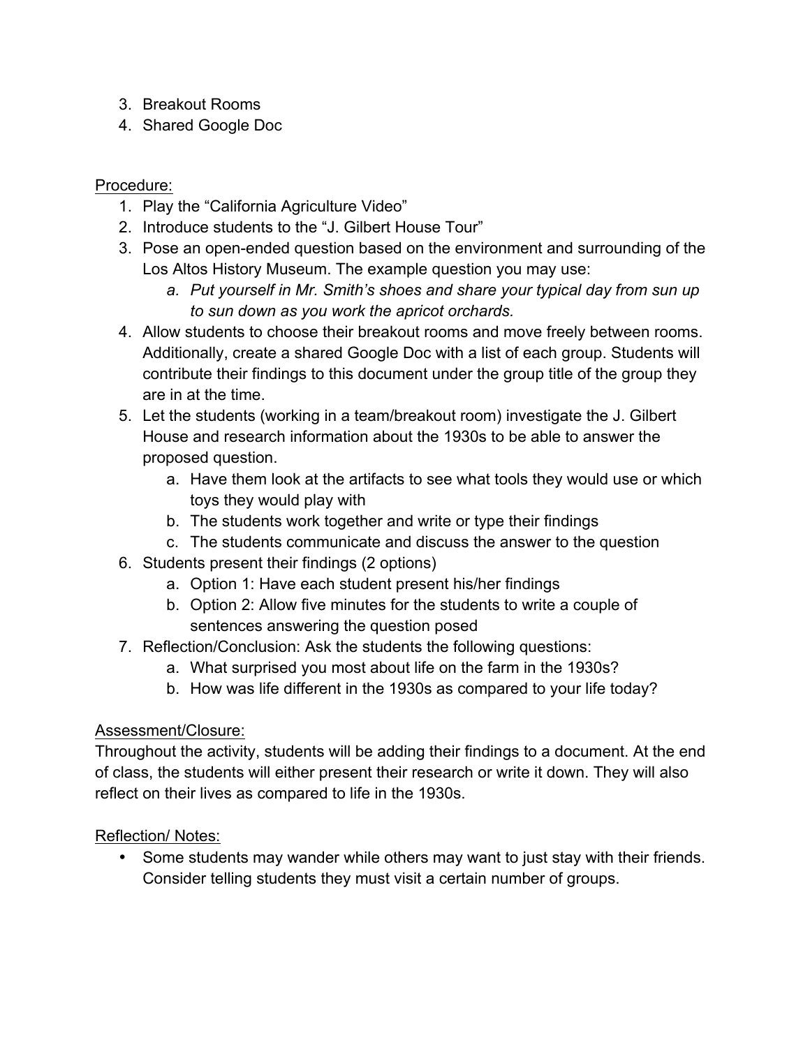3. Breakout Rooms
4. Shared Google Doc

Procedure:

1. Play the "California Agriculture Video"
2. Introduce students to the "J. Gilbert House Tour"
3. Pose an open-ended question based on the environment and surrounding of the Los Altos History Museum. The example question you may use:
    a. *Put yourself in Mr. Smith's shoes and share your typical day from sun up to sun down as you work the apricot orchards.*
4. Allow students to choose their breakout rooms and move freely between rooms. Additionally, create a shared Google Doc with a list of each group. Students will contribute their findings to this document under the group title of the group they are in at the time.
5. Let the students (working in a team/breakout room) investigate the J. Gilbert House and research information about the 1930s to be able to answer the proposed question.
    a. Have them look at the artifacts to see what tools they would use or which toys they would play with
    b. The students work together and write or type their findings
    c. The students communicate and discuss the answer to the question
6. Students present their findings (2 options)
    a. Option 1: Have each student present his/her findings
    b. Option 2: Allow five minutes for the students to write a couple of sentences answering the question posed
7. Reflection/Conclusion: Ask the students the following questions:
    a. What surprised you most about life on the farm in the 1930s?
    b. How was life different in the 1930s as compared to your life today?

Assessment/Closure:

Throughout the activity, students will be adding their findings to a document. At the end of class, the students will either present their research or write it down. They will also reflect on their lives as compared to life in the 1930s.

Reflection/ Notes:

- Some students may wander while others may want to just stay with their friends. Consider telling students they must visit a certain number of groups.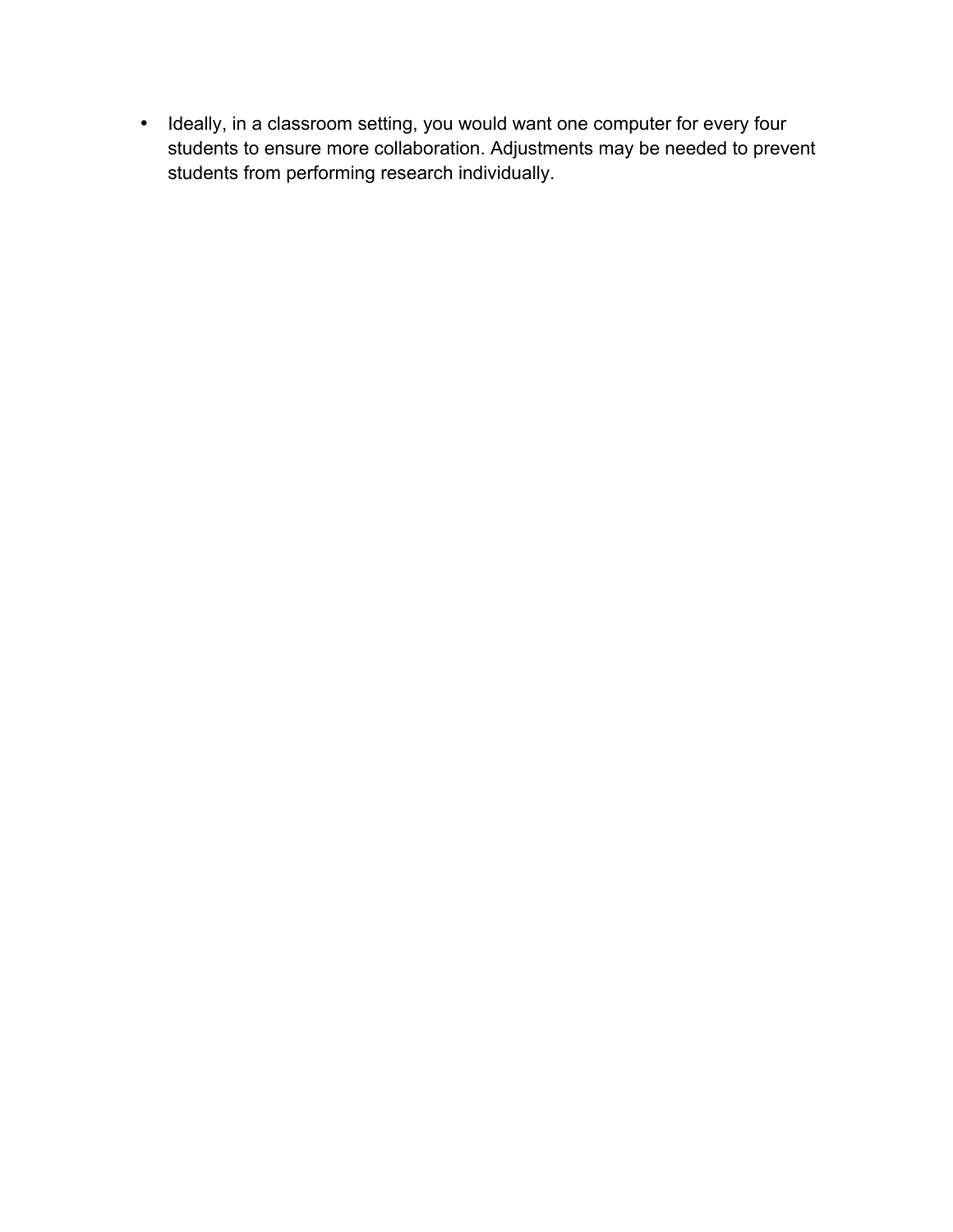- Ideally, in a classroom setting, you would want one computer for every four students to ensure more collaboration. Adjustments may be needed to prevent students from performing research individually.